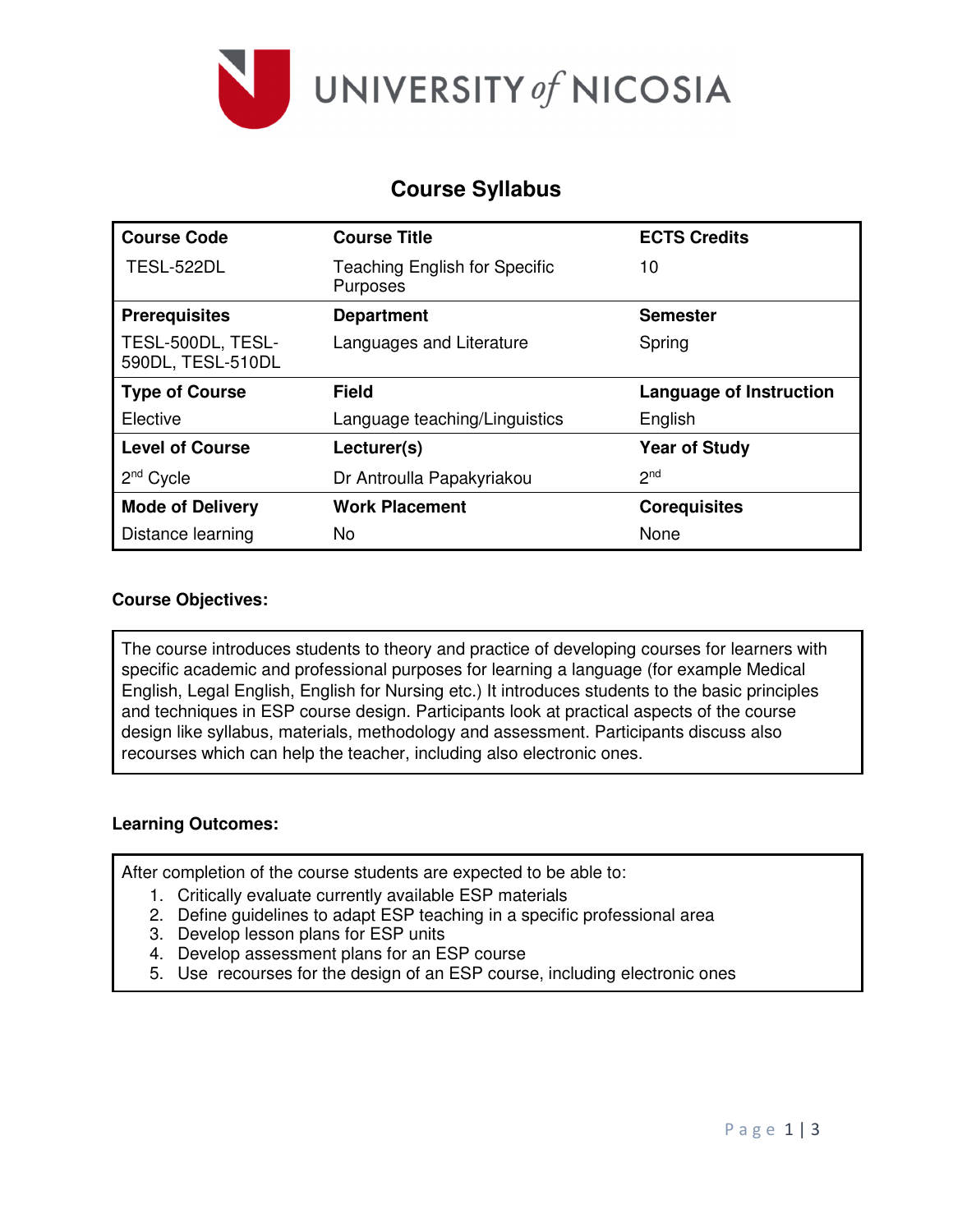UNIVERSITY of NICOSIA

# Course Syllabus

| Course Code | Course Title | ECTS Credits |
|---|---|---|
| TESL-522DL | Teaching English for Specific Purposes | 10 |
| **Prerequisites** | **Department** | **Semester** |
| TESL-500DL, TESL-590DL, TESL-510DL | Languages and Literature | Spring |
| **Type of Course** | **Field** | **Language of Instruction** |
| Elective | Language teaching/Linguistics | English |
| **Level of Course** | **Lecturer(s)** | **Year of Study** |
| 2nd Cycle | Dr Antroulla Papakyriakou | 2nd |
| **Mode of Delivery** | **Work Placement** | **Corequisites** |
| Distance learning | No | None |

**Course Objectives:**

The course introduces students to theory and practice of developing courses for learners with specific academic and professional purposes for learning a language (for example Medical English, Legal English, English for Nursing etc.) It introduces students to the basic principles and techniques in ESP course design. Participants look at practical aspects of the course design like syllabus, materials, methodology and assessment. Participants discuss also recourses which can help the teacher, including also electronic ones.

**Learning Outcomes:**

After completion of the course students are expected to be able to:

1. Critically evaluate currently available ESP materials
2. Define guidelines to adapt ESP teaching in a specific professional area
3. Develop lesson plans for ESP units
4. Develop assessment plans for an ESP course
5. Use recourses for the design of an ESP course, including electronic ones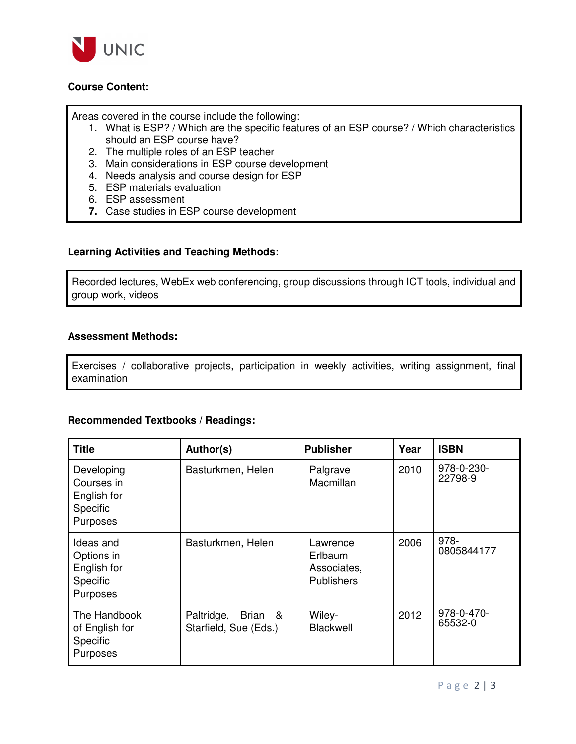**Course Content:**

Areas covered in the course include the following:

1. What is ESP? / Which are the specific features of an ESP course? / Which characteristics should an ESP course have?
2. The multiple roles of an ESP teacher
3. Main considerations in ESP course development
4. Needs analysis and course design for ESP
5. ESP materials evaluation
6. ESP assessment
7. Case studies in ESP course development

**Learning Activities and Teaching Methods:**

Recorded lectures, WebEx web conferencing, group discussions through ICT tools, individual and group work, videos

**Assessment Methods:**

Exercises / collaborative projects, participation in weekly activities, writing assignment, final examination

**Recommended Textbooks / Readings:**

| Title | Author(s) | Publisher | Year | ISBN |
|---|---|---|---|---|
| Developing Courses in English for Specific Purposes | Basturkmen, Helen | Palgrave Macmillan | 2010 | 978-0-230-22798-9 |
| Ideas and Options in English for Specific Purposes | Basturkmen, Helen | Lawrence Erlbaum Associates, Publishers | 2006 | 978-0805844177 |
| The Handbook of English for Specific Purposes | Paltridge, Brian & Starfield, Sue (Eds.) | Wiley-Blackwell | 2012 | 978-0-470-65532-0 |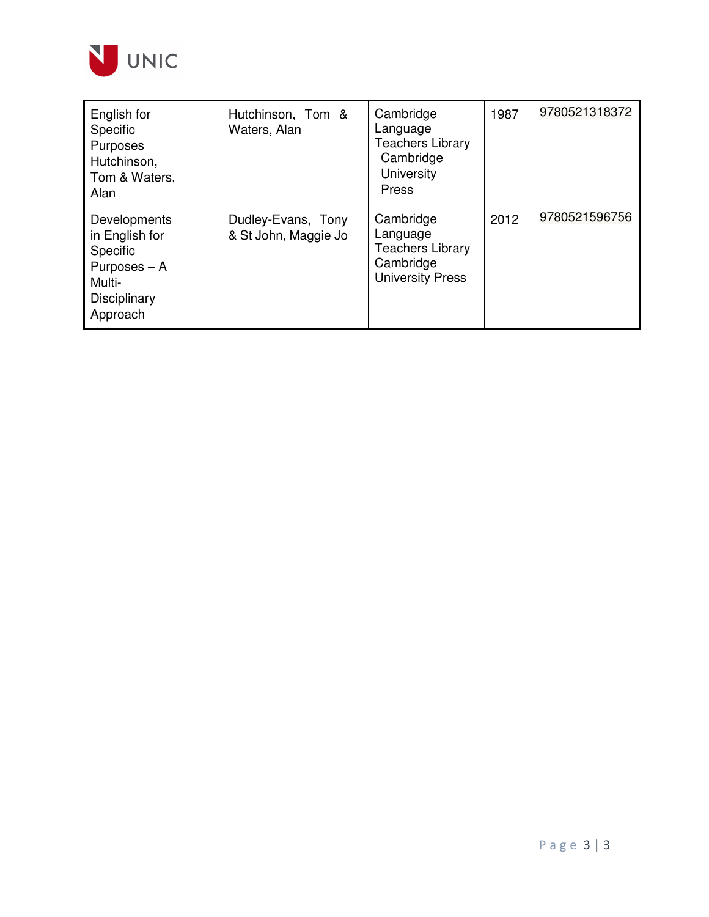| | | | | |
|---|---|---|---|---|
| English for Specific Purposes Hutchinson, Tom & Waters, Alan | Hutchinson, Tom & Waters, Alan | Cambridge Language Teachers Library Cambridge University Press | 1987 | 9780521318372 |
| Developments in English for Specific Purposes – A Multi-Disciplinary Approach | Dudley-Evans, Tony & St John, Maggie Jo | Cambridge Language Teachers Library Cambridge University Press | 2012 | 9780521596756 |